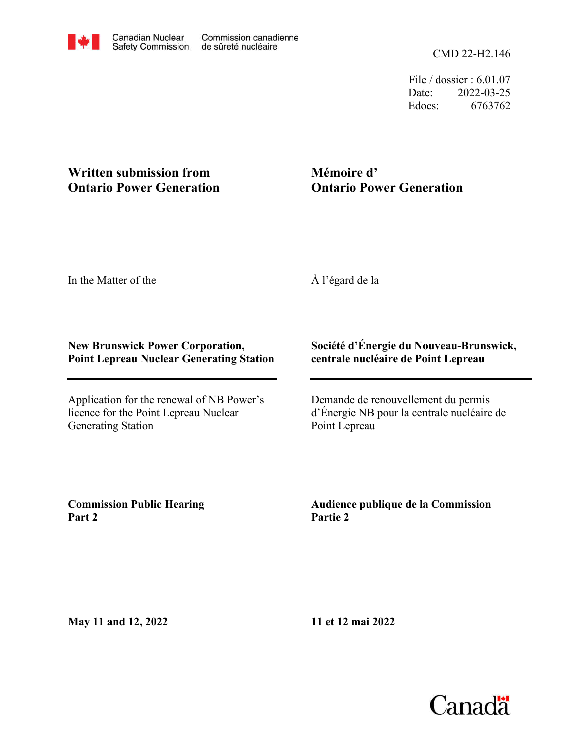Canadian Nuclear Safety Commission | Commission canadienne de sûreté nucléaire

CMD 22-H2.146

File / dossier : 6.01.07
Date: 2022-03-25
Edocs: 6763762

**Written submission from Ontario Power Generation**

**Mémoire d' Ontario Power Generation**

In the Matter of the

À l'égard de la

**New Brunswick Power Corporation, Point Lepreau Nuclear Generating Station**

**Société d'Énergie du Nouveau-Brunswick, centrale nucléaire de Point Lepreau**

Application for the renewal of NB Power's licence for the Point Lepreau Nuclear Generating Station

Demande de renouvellement du permis d'Énergie NB pour la centrale nucléaire de Point Lepreau

**Commission Public Hearing Part 2**

**Audience publique de la Commission Partie 2**

**May 11 and 12, 2022**

**11 et 12 mai 2022**

Canada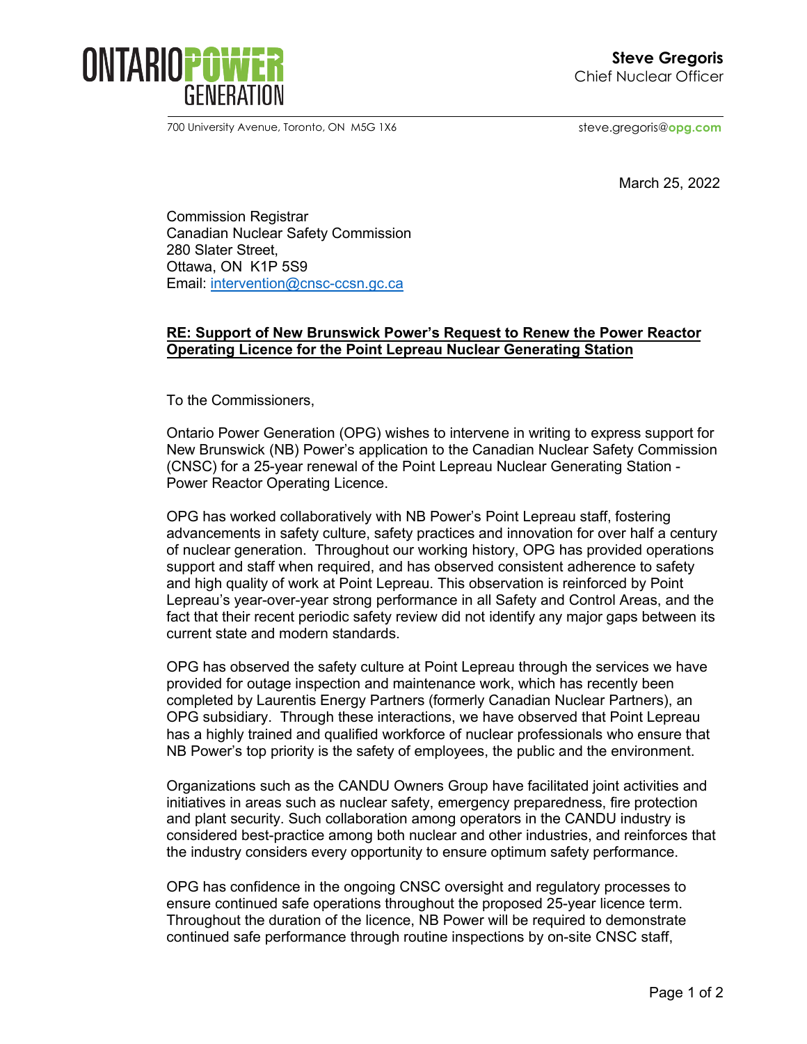700 University Avenue, Toronto, ON M5G 1X6

**Steve Gregoris**
Chief Nuclear Officer

steve.gregoris@opg.com

March 25, 2022

Commission Registrar
Canadian Nuclear Safety Commission
280 Slater Street,
Ottawa, ON K1P 5S9
Email: intervention@cnsc-ccsn.gc.ca

**RE: Support of New Brunswick Power's Request to Renew the Power Reactor Operating Licence for the Point Lepreau Nuclear Generating Station**

To the Commissioners,

Ontario Power Generation (OPG) wishes to intervene in writing to express support for New Brunswick (NB) Power's application to the Canadian Nuclear Safety Commission (CNSC) for a 25-year renewal of the Point Lepreau Nuclear Generating Station - Power Reactor Operating Licence.

OPG has worked collaboratively with NB Power's Point Lepreau staff, fostering advancements in safety culture, safety practices and innovation for over half a century of nuclear generation. Throughout our working history, OPG has provided operations support and staff when required, and has observed consistent adherence to safety and high quality of work at Point Lepreau. This observation is reinforced by Point Lepreau's year-over-year strong performance in all Safety and Control Areas, and the fact that their recent periodic safety review did not identify any major gaps between its current state and modern standards.

OPG has observed the safety culture at Point Lepreau through the services we have provided for outage inspection and maintenance work, which has recently been completed by Laurentis Energy Partners (formerly Canadian Nuclear Partners), an OPG subsidiary. Through these interactions, we have observed that Point Lepreau has a highly trained and qualified workforce of nuclear professionals who ensure that NB Power's top priority is the safety of employees, the public and the environment.

Organizations such as the CANDU Owners Group have facilitated joint activities and initiatives in areas such as nuclear safety, emergency preparedness, fire protection and plant security. Such collaboration among operators in the CANDU industry is considered best-practice among both nuclear and other industries, and reinforces that the industry considers every opportunity to ensure optimum safety performance.

OPG has confidence in the ongoing CNSC oversight and regulatory processes to ensure continued safe operations throughout the proposed 25-year licence term. Throughout the duration of the licence, NB Power will be required to demonstrate continued safe performance through routine inspections by on-site CNSC staff,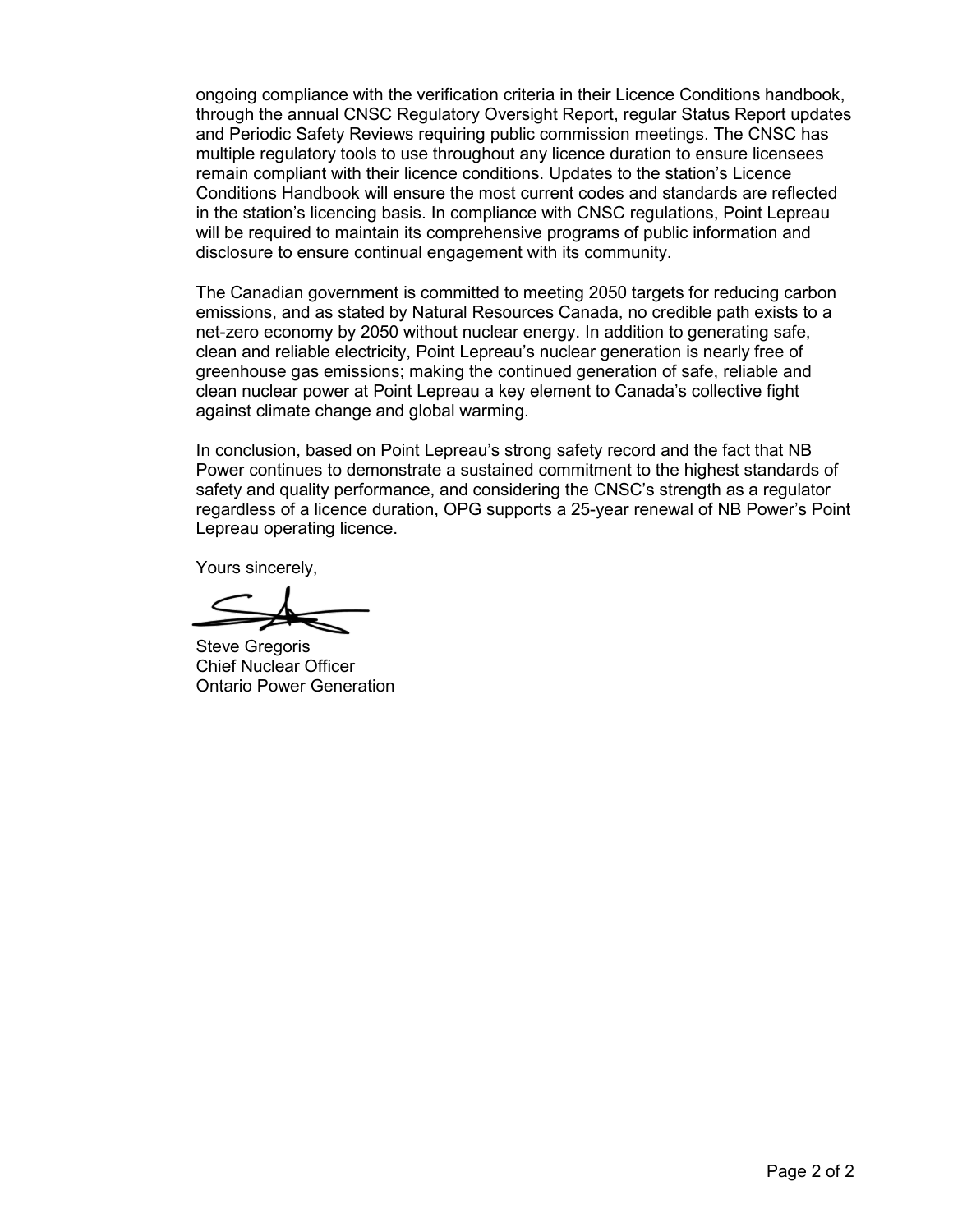ongoing compliance with the verification criteria in their Licence Conditions handbook, through the annual CNSC Regulatory Oversight Report, regular Status Report updates and Periodic Safety Reviews requiring public commission meetings. The CNSC has multiple regulatory tools to use throughout any licence duration to ensure licensees remain compliant with their licence conditions. Updates to the station's Licence Conditions Handbook will ensure the most current codes and standards are reflected in the station's licencing basis. In compliance with CNSC regulations, Point Lepreau will be required to maintain its comprehensive programs of public information and disclosure to ensure continual engagement with its community.

The Canadian government is committed to meeting 2050 targets for reducing carbon emissions, and as stated by Natural Resources Canada, no credible path exists to a net-zero economy by 2050 without nuclear energy. In addition to generating safe, clean and reliable electricity, Point Lepreau's nuclear generation is nearly free of greenhouse gas emissions; making the continued generation of safe, reliable and clean nuclear power at Point Lepreau a key element to Canada's collective fight against climate change and global warming.

In conclusion, based on Point Lepreau's strong safety record and the fact that NB Power continues to demonstrate a sustained commitment to the highest standards of safety and quality performance, and considering the CNSC's strength as a regulator regardless of a licence duration, OPG supports a 25-year renewal of NB Power's Point Lepreau operating licence.

Yours sincerely,

Steve Gregoris
Chief Nuclear Officer
Ontario Power Generation